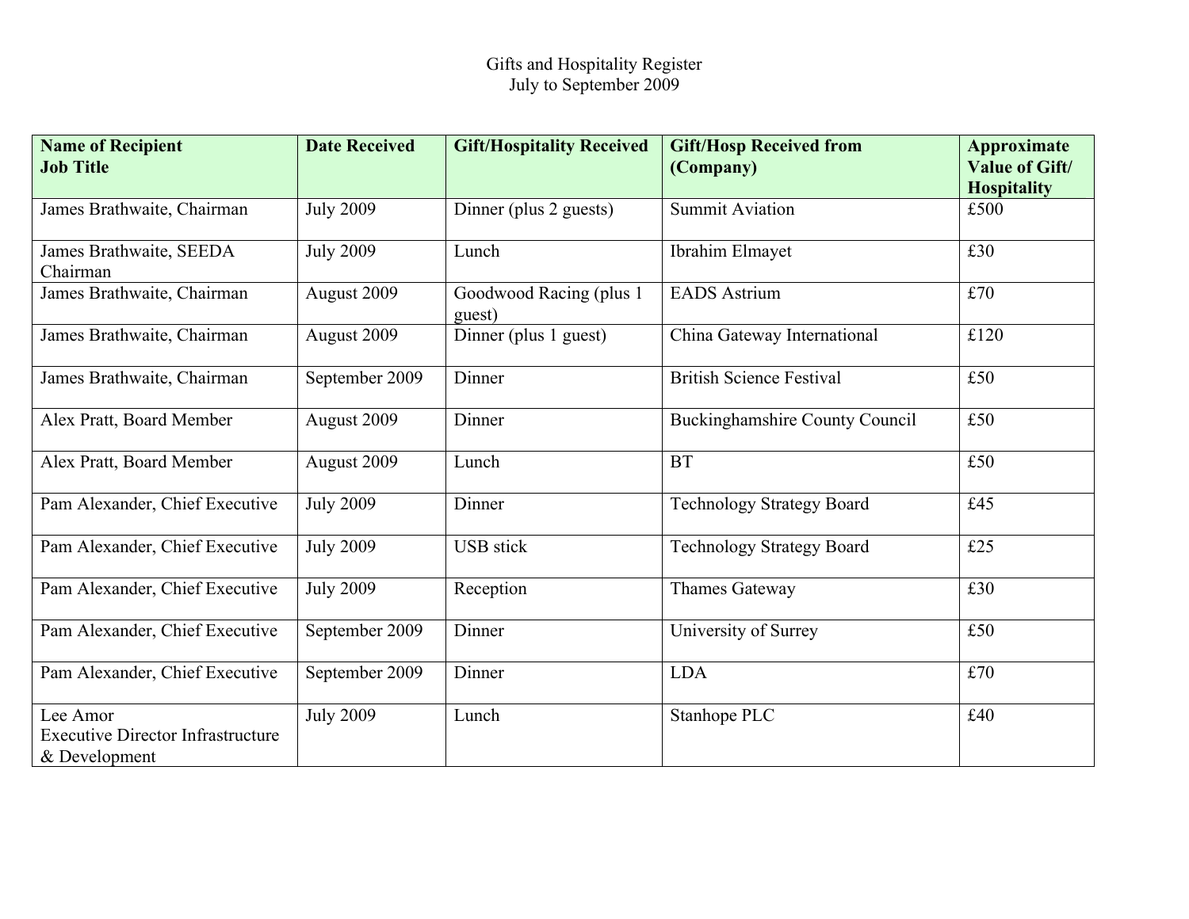# Gifts and Hospitality Register
## July to September 2009

| Name of Recipient<br>Job Title | Date Received | Gift/Hospitality Received | Gift/Hosp Received from (Company) | Approximate Value of Gift/ Hospitality |
|---|---|---|---|---|
| James Brathwaite, Chairman | July 2009 | Dinner (plus 2 guests) | Summit Aviation | £500 |
| James Brathwaite, SEEDA Chairman | July 2009 | Lunch | Ibrahim Elmayet | £30 |
| James Brathwaite, Chairman | August 2009 | Goodwood Racing (plus 1 guest) | EADS Astrium | £70 |
| James Brathwaite, Chairman | August 2009 | Dinner (plus 1 guest) | China Gateway International | £120 |
| James Brathwaite, Chairman | September 2009 | Dinner | British Science Festival | £50 |
| Alex Pratt, Board Member | August 2009 | Dinner | Buckinghamshire County Council | £50 |
| Alex Pratt, Board Member | August 2009 | Lunch | BT | £50 |
| Pam Alexander, Chief Executive | July 2009 | Dinner | Technology Strategy Board | £45 |
| Pam Alexander, Chief Executive | July 2009 | USB stick | Technology Strategy Board | £25 |
| Pam Alexander, Chief Executive | July 2009 | Reception | Thames Gateway | £30 |
| Pam Alexander, Chief Executive | September 2009 | Dinner | University of Surrey | £50 |
| Pam Alexander, Chief Executive | September 2009 | Dinner | LDA | £70 |
| Lee Amor<br>Executive Director Infrastructure & Development | July 2009 | Lunch | Stanhope PLC | £40 |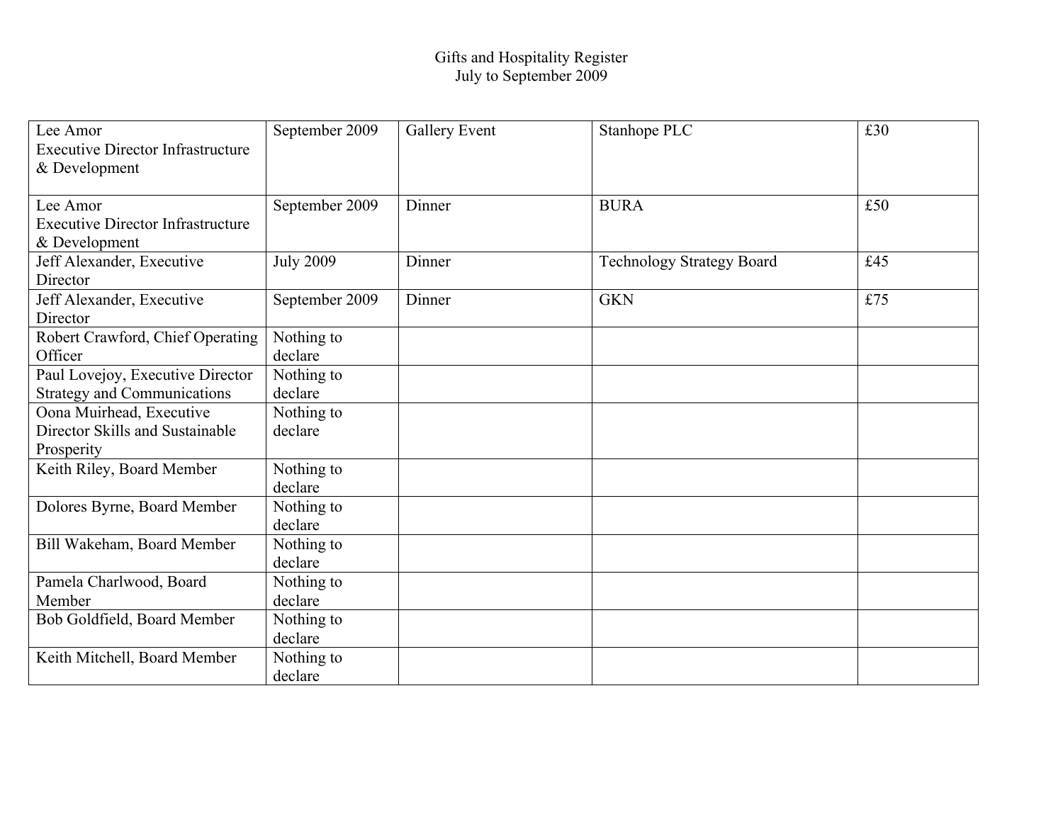Gifts and Hospitality Register
July to September 2009

| | | | | |
|---|---|---|---|---|
| Lee Amor Executive Director Infrastructure & Development | September 2009 | Gallery Event | Stanhope PLC | £30 |
| Lee Amor Executive Director Infrastructure & Development | September 2009 | Dinner | BURA | £50 |
| Jeff Alexander, Executive Director | July 2009 | Dinner | Technology Strategy Board | £45 |
| Jeff Alexander, Executive Director | September 2009 | Dinner | GKN | £75 |
| Robert Crawford, Chief Operating Officer | Nothing to declare | | | |
| Paul Lovejoy, Executive Director Strategy and Communications | Nothing to declare | | | |
| Oona Muirhead, Executive Director Skills and Sustainable Prosperity | Nothing to declare | | | |
| Keith Riley, Board Member | Nothing to declare | | | |
| Dolores Byrne, Board Member | Nothing to declare | | | |
| Bill Wakeham, Board Member | Nothing to declare | | | |
| Pamela Charlwood, Board Member | Nothing to declare | | | |
| Bob Goldfield, Board Member | Nothing to declare | | | |
| Keith Mitchell, Board Member | Nothing to declare | | | |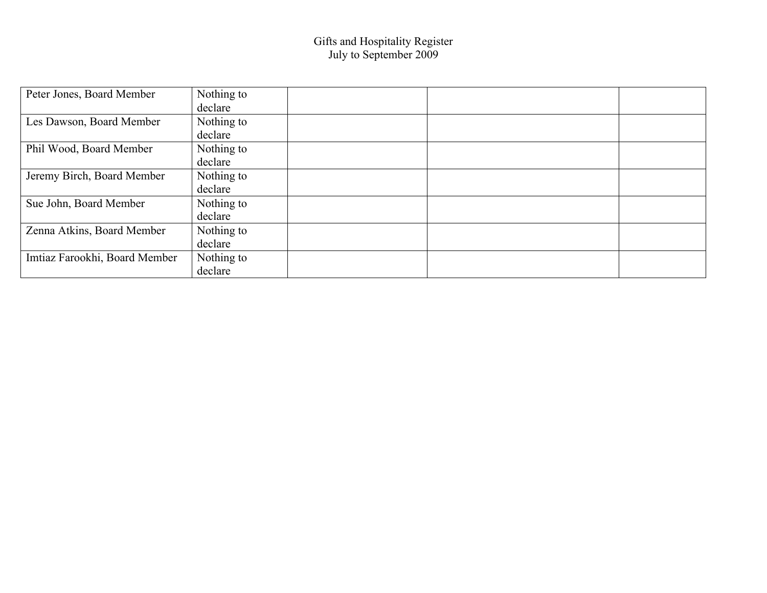Gifts and Hospitality Register
July to September 2009

| | | | | |
|---|---|---|---|---|
| Peter Jones, Board Member | Nothing to declare | | | |
| Les Dawson, Board Member | Nothing to declare | | | |
| Phil Wood, Board Member | Nothing to declare | | | |
| Jeremy Birch, Board Member | Nothing to declare | | | |
| Sue John, Board Member | Nothing to declare | | | |
| Zenna Atkins, Board Member | Nothing to declare | | | |
| Imtiaz Farookhi, Board Member | Nothing to declare | | | |